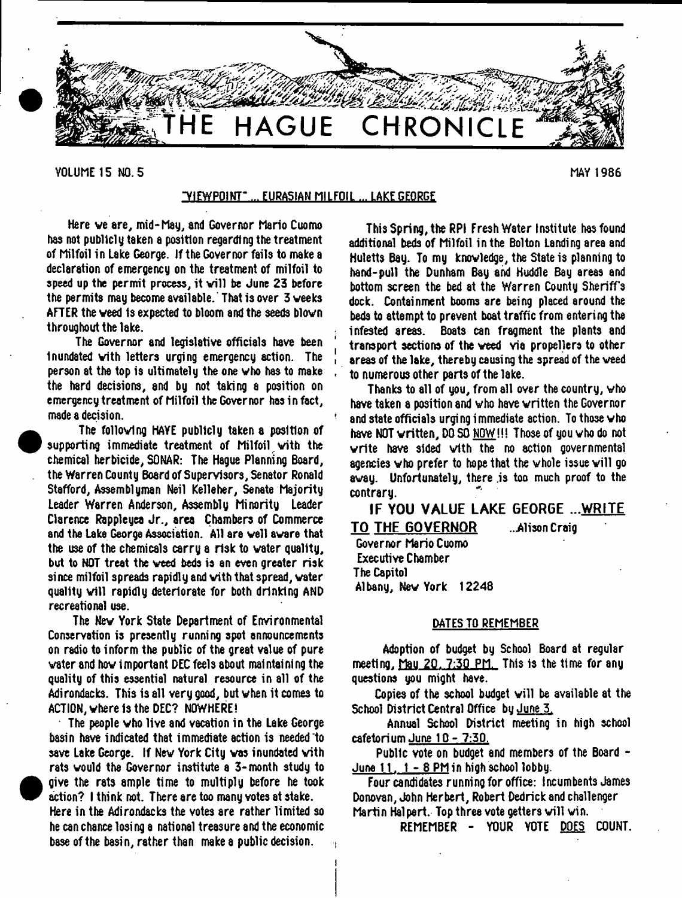# THE HAGUE CHRONICLE

VOLUME 15 NO. 5 MAY 1986

## "VIEWPOINT" ... EURASIAN MILFOIL ... LAKE GEORGE

Here we are, mid-May, and Governor Mario Cuomo has not publicly taken a position regarding the treatment of Milfoil in Lake George. If the Governor fails to make a declaration of emergency on the treatment of milfoil to speed up the permit process, it will be June 23 before the permits may become available. That is over 3 weeks AFTER the weed is expected to bloom and the seeds blown throughout the lake.

The Governor and legislative officials have been inundated with letters urging emergency action. The person at the top is ultimately the one who has to make the hard decisions, and by not taking a position on emergency treatment of Milfoil the Governor has in fact, made a decision.

The following HAVE publicly taken a position of supporting immediate treatment of Milfoil with the chemical herbicide, SONAR: The Hague Planning Board, the Warren County Board of Supervisors, Senator Ronald Stafford, Assemblyman Neil Kelleher, Senate Majority Leader Warren Anderson, Assembly Minority Leader Clarence Rappleyea Jr., area Chambers of Commerce and the Lake George Association. All are well aware that the use of the chemicals carry a risk to water quality, but to NOT treat the weed beds is an even greater risk since milfoil spreads rapidly and with that spread, water quality will rapidly deteriorate for both drinking AND recreational use.

The New York State Department of Environmental Conservation is presently running spot announcements on radio to inform the public of the great value of pure water and how important DEC feels about maintaining the quality of this essential natural resource in all of the Adirondacks. This is all very good, but when it comes to ACTION, where is the DEC? NOWHERE!

The people who live and vacation in the Lake George basin have indicated that immediate action is needed to save Lake George. If New York City was inundated with rats would the Governor institute a 3-month study to give the rats ample time to multiply before he took action? I think not. There are too many votes at stake. Here in the Adirondacks the votes are rather limited so he can chance losing a national treasure and the economic base of the basin, rather than make a public decision.

This Spring, the RPI Fresh Water Institute has found additional beds of Milfoil in the Bolton Landing area and Huletts Bay. To my knowledge, the State is planning to hand-pull the Dunham Bay and Huddle Bay areas and bottom screen the bed at the Warren County Sheriff's dock. Containment booms are being placed around the beds to attempt to prevent boat traffic from entering the infested areas. Boats can fragment the plants and transport sections of the weed via propellers to other areas of the lake, thereby causing the spread of the weed to numerous other parts of the lake.

Thanks to all of you, from all over the country, who have taken a position and who have written the Governor and state officials urging immediate action. To those who have NOT written, DO SO NOW!!! Those of you who do not write have sided with the no action governmental agencies who prefer to hope that the whole issue will go away. Unfortunately, there is too much proof to the contrary.

**IF YOU VALUE LAKE GEORGE ...WRITE TO THE GOVERNOR** ...Alison Craig

Governor Mario Cuomo
Executive Chamber
The Capitol
Albany, New York 12248

### DATES TO REMEMBER

Adoption of budget by School Board at regular meeting, May 20, 7:30 PM. This is the time for any questions you might have.

Copies of the school budget will be available at the School District Central Office by June 3.

Annual School District meeting in high school cafetorium June 10 - 7:30.

Public vote on budget and members of the Board - June 11, 1 - 8 PM in high school lobby.

Four candidates running for office: Incumbents James Donovan, John Herbert, Robert Dedrick and challenger Martin Halpert. Top three vote getters will win.

REMEMBER - YOUR VOTE DOES COUNT.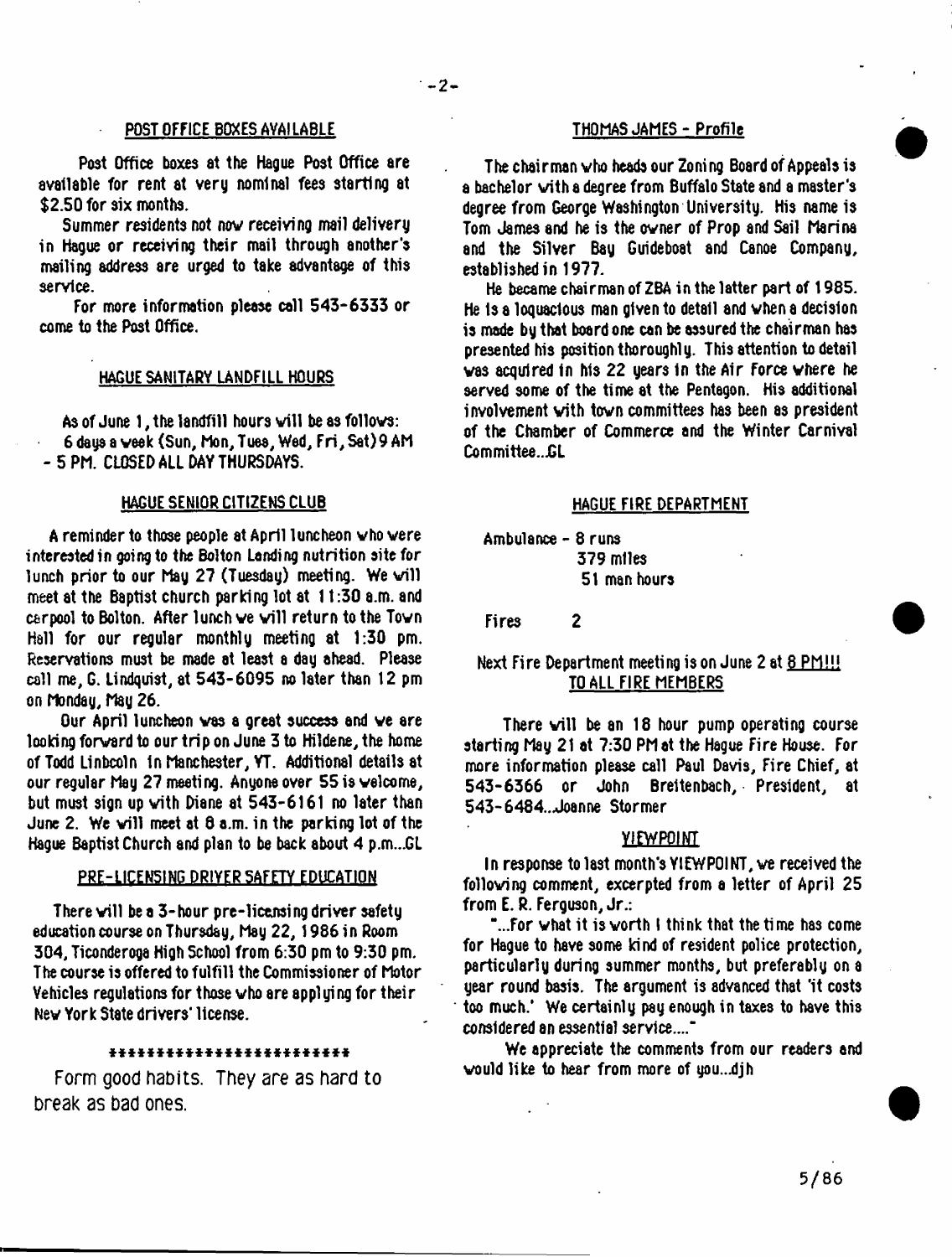## POST OFFICE BOXES AVAILABLE

Post Office boxes at the Hague Post Office are available for rent at very nominal fees starting at $2.50 for six months.

Summer residents not now receiving mail delivery in Hague or receiving their mail through another's mailing address are urged to take advantage of this service.

For more information please call 543-6333 or come to the Post Office.

## HAGUE SANITARY LANDFILL HOURS

As of June 1, the landfill hours will be as follows: 6 days a week (Sun, Mon, Tues, Wed, Fri, Sat) 9 AM - 5 PM. CLOSED ALL DAY THURSDAYS.

## HAGUE SENIOR CITIZENS CLUB

A reminder to those people at April luncheon who were interested in going to the Bolton Landing nutrition site for lunch prior to our May 27 (Tuesday) meeting. We will meet at the Baptist church parking lot at 11:30 a.m. and carpool to Bolton. After lunch we will return to the Town Hall for our regular monthly meeting at 1:30 pm. Reservations must be made at least a day ahead. Please call me, G. Lindquist, at 543-6095 no later than 12 pm on Monday, May 26.

Our April luncheon was a great success and we are looking forward to our trip on June 3 to Hildene, the home of Todd Linbcoln in Manchester, VT. Additional details at our regular May 27 meeting. Anyone over 55 is welcome, but must sign up with Diane at 543-6161 no later than June 2. We will meet at 8 a.m. in the parking lot of the Hague Baptist Church and plan to be back about 4 p.m...GL

## PRE-LICENSING DRIVER SAFETY EDUCATION

There will be a 3-hour pre-licensing driver safety education course on Thursday, May 22, 1986 in Room 304, Ticonderoga High School from 6:30 pm to 9:30 pm. The course is offered to fulfill the Commissioner of Motor Vehicles regulations for those who are applying for their New York State drivers' license.

\*\*\*\*\*\*\*\*\*\*\*\*\*\*\*\*\*\*\*\*\*\*\*\*\*\*

Form good habits. They are as hard to break as bad ones.

## THOMAS JAMES - Profile

The chairman who heads our Zoning Board of Appeals is a bachelor with a degree from Buffalo State and a master's degree from George Washington University. His name is Tom James and he is the owner of Prop and Sail Marina and the Silver Bay Guideboat and Canoe Company, established in 1977.

He became chairman of ZBA in the latter part of 1985. He is a loquacious man given to detail and when a decision is made by that board one can be assured the chairman has presented his position thoroughly. This attention to detail was acquired in his 22 years in the Air Force where he served some of the time at the Pentagon. His additional involvement with town committees has been as president of the Chamber of Commerce and the Winter Carnival Committee...GL

## HAGUE FIRE DEPARTMENT

Ambulance - 8 runs
379 miles
51 man hours

Fires 2

Next Fire Department meeting is on June 2 at 8 PM!!! TO ALL FIRE MEMBERS

There will be an 18 hour pump operating course starting May 21 at 7:30 PM at the Hague Fire House. For more information please call Paul Davis, Fire Chief, at 543-6366 or John Breitenbach, President, at 543-6484...Joanne Stormer

## VIEWPOINT

In response to last month's VIEWPOINT, we received the following comment, excerpted from a letter of April 25 from E. R. Ferguson, Jr.:

"...For what it is worth I think that the time has come for Hague to have some kind of resident police protection, particularly during summer months, but preferably on a year round basis. The argument is advanced that 'it costs too much.' We certainly pay enough in taxes to have this considered an essential service...."

We appreciate the comments from our readers and would like to hear from more of you...djh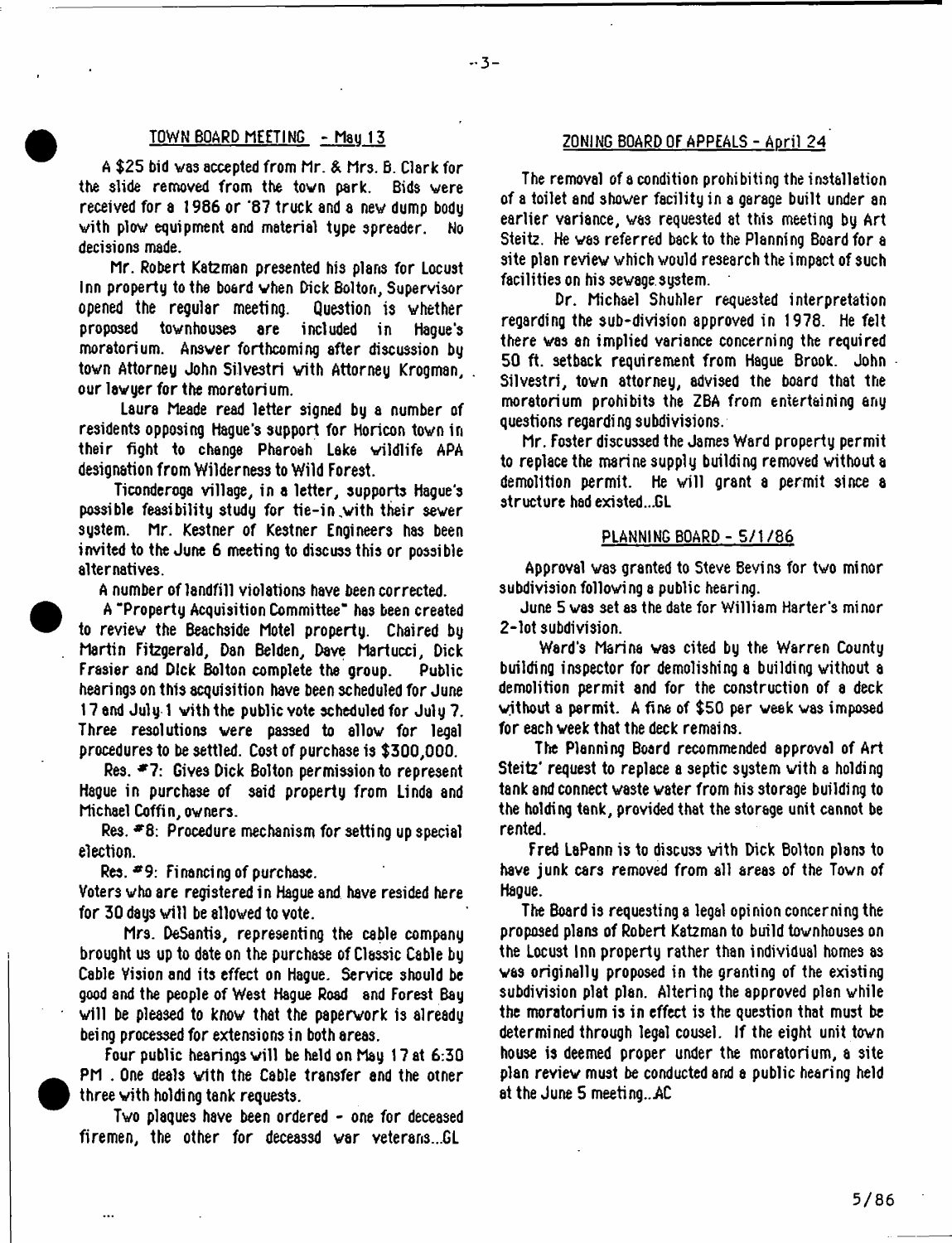## TOWN BOARD MEETING - May 13

A $25 bid was accepted from Mr. & Mrs. B. Clark for the slide removed from the town park. Bids were received for a 1986 or '87 truck and a new dump body with plow equipment and material type spreader. No decisions made.

Mr. Robert Katzman presented his plans for Locust Inn property to the board when Dick Bolton, Supervisor opened the regular meeting. Question is whether proposed townhouses are included in Hague's moratorium. Answer forthcoming after discussion by town Attorney John Silvestri with Attorney Krogman, our lawyer for the moratorium.

Laura Meade read letter signed by a number of residents opposing Hague's support for Horicon town in their fight to change Pharoah Lake wildlife APA designation from Wilderness to Wild Forest.

Ticonderoga village, in a letter, supports Hague's possible feasibility study for tie-in with their sewer system. Mr. Kestner of Kestner Engineers has been invited to the June 6 meeting to discuss this or possible alternatives.

A number of landfill violations have been corrected.

A "Property Acquisition Committee" has been created to review the Beachside Motel property. Chaired by Martin Fitzgerald, Dan Belden, Dave Martucci, Dick Frasier and Dick Bolton complete the group. Public hearings on this acquisition have been scheduled for June 17 and July 1 with the public vote scheduled for July 7. Three resolutions were passed to allow for legal procedures to be settled. Cost of purchase is $300,000.

Res. #7: Gives Dick Bolton permission to represent Hague in purchase of said property from Linda and Michael Coffin, owners.

Res. #8: Procedure mechanism for setting up special election.

Res. #9: Financing of purchase.

Voters who are registered in Hague and have resided here for 30 days will be allowed to vote.

Mrs. DeSantis, representing the cable company brought us up to date on the purchase of Classic Cable by Cable Vision and its effect on Hague. Service should be good and the people of West Hague Road and Forest Bay will be pleased to know that the paperwork is already being processed for extensions in both areas.

Four public hearings will be held on May 17 at 6:30 PM. One deals with the Cable transfer and the other three with holding tank requests.

Two plaques have been ordered - one for deceased firemen, the other for deceased war veterans...GL

## ZONING BOARD OF APPEALS - April 24

The removal of a condition prohibiting the installation of a toilet and shower facility in a garage built under an earlier variance, was requested at this meeting by Art Steitz. He was referred back to the Planning Board for a site plan review which would research the impact of such facilities on his sewage system.

Dr. Michael Shuhler requested interpretation regarding the sub-division approved in 1978. He felt there was an implied variance concerning the required 50 ft. setback requirement from Hague Brook. John Silvestri, town attorney, advised the board that the moratorium prohibits the ZBA from entertaining any questions regarding subdivisions.

Mr. Foster discussed the James Ward property permit to replace the marine supply building removed without a demolition permit. He will grant a permit since a structure had existed...GL

## PLANNING BOARD - 5/1/86

Approval was granted to Steve Bevins for two minor subdivision following a public hearing.

June 5 was set as the date for William Harter's minor 2-lot subdivision.

Ward's Marina was cited by the Warren County building inspector for demolishing a building without a demolition permit and for the construction of a deck without a permit. A fine of $50 per week was imposed for each week that the deck remains.

The Planning Board recommended approval of Art Steitz' request to replace a septic system with a holding tank and connect waste water from his storage building to the holding tank, provided that the storage unit cannot be rented.

Fred LaPann is to discuss with Dick Bolton plans to have junk cars removed from all areas of the Town of Hague.

The Board is requesting a legal opinion concerning the proposed plans of Robert Katzman to build townhouses on the Locust Inn property rather than individual homes as was originally proposed in the granting of the existing subdivision plat plan. Altering the approved plan while the moratorium is in effect is the question that must be determined through legal cousel. If the eight unit town house is deemed proper under the moratorium, a site plan review must be conducted and a public hearing held at the June 5 meeting...AC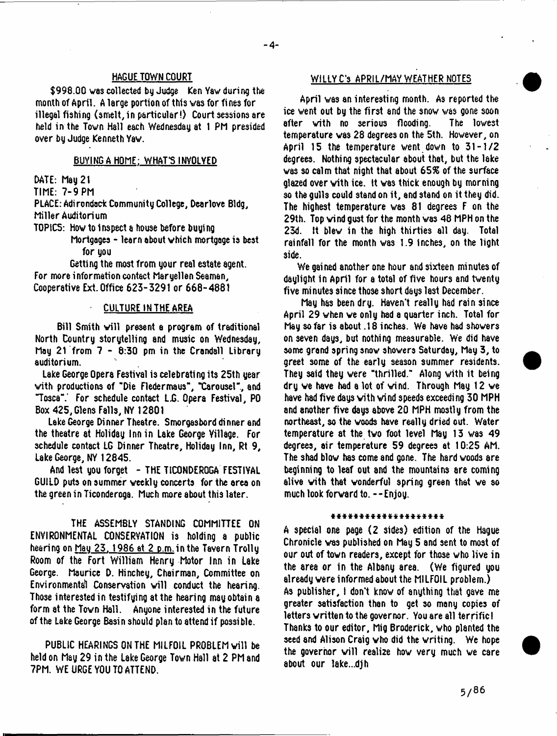## HAGUE TOWN COURT

$998.00 was collected by Judge Ken Yaw during the month of April. A large portion of this was for fines for illegal fishing (smelt, in particular!) Court sessions are held in the Town Hall each Wednesday at 1 PM presided over by Judge Kenneth Yaw.

## BUYING A HOME; WHAT'S INVOLVED

DATE: May 21

TIME: 7-9 PM

PLACE: Adirondack Community College, Dearlove Bldg, Miller Auditorium

TOPICS: How to inspect a house before buying

Mortgages - learn about which mortgage is best for you

Getting the most from your real estate agent.

For more information contact Maryellen Seaman, Cooperative Ext. Office 623-3291 or 668-4881

## CULTURE IN THE AREA

Bill Smith will present a program of traditional North Country storytelling and music on Wednesday, May 21 from 7 - 8:30 pm in the Crandall Library auditorium.

Lake George Opera Festival is celebrating its 25th year with productions of "Die Fledermaus", "Carousel", and "Tosca". For schedule contact L.G. Opera Festival, PO Box 425, Glens Falls, NY 12801

Lake George Dinner Theatre. Smorgasbord dinner and the theatre at Holiday Inn in Lake George Village. For schedule contact LG Dinner Theatre, Holiday Inn, Rt 9, Lake George, NY 12845.

And lest you forget - THE TICONDEROGA FESTIVAL GUILD puts on summer weekly concerts for the area on the green in Ticonderoga. Much more about this later.

THE ASSEMBLY STANDING COMMITTEE ON ENVIRONMENTAL CONSERVATION is holding a public hearing on May 23, 1986 at 2 p.m. in the Tavern Trolly Room of the Fort William Henry Motor Inn in Lake George. Maurice D. Hinchey, Chairman, Committee on Environmental Conservation will conduct the hearing. Those interested in testifying at the hearing may obtain a form at the Town Hall. Anyone interested in the future of the Lake George Basin should plan to attend if possible.

PUBLIC HEARINGS ON THE MILFOIL PROBLEM will be held on May 29 in the Lake George Town Hall at 2 PM and 7PM. WE URGE YOU TO ATTEND.

## WILLY C's APRIL/MAY WEATHER NOTES

April was an interesting month. As reported the ice went out by the first and the snow was gone soon after with no serious flooding. The lowest temperature was 28 degrees on the 5th. However, on April 15 the temperature went down to 31-1/2 degrees. Nothing spectacular about that, but the lake was so calm that night that about 65% of the surface glazed over with ice. It was thick enough by morning so the gulls could stand on it, and stand on it they did. The highest temperature was 81 degrees F on the 29th. Top wind gust for the month was 48 MPH on the 23d. It blew in the high thirties all day. Total rainfall for the month was 1.9 inches, on the light side.

We gained another one hour and sixteen minutes of daylight in April for a total of five hours and twenty five minutes since those short days last December.

May has been dry. Haven't really had rain since April 29 when we only had a quarter inch. Total for May so far is about .18 inches. We have had showers on seven days, but nothing measurable. We did have some grand spring snow showers Saturday, May 3, to greet some of the early season summer residents. They said they were "thrilled." Along with it being dry we have had a lot of wind. Through May 12 we have had five days with wind speeds exceeding 30 MPH and another five days above 20 MPH mostly from the northeast, so the woods have really dried out. Water temperature at the two foot level May 13 was 49 degrees, air temperature 59 degrees at 10:25 AM. The shad blow has come and gone. The hard woods are beginning to leaf out and the mountains are coming alive with that wonderful spring green that we so much look forward to. --Enjoy.

********************

A special one page (2 sides) edition of the Hague Chronicle was published on May 5 and sent to most of our out of town readers, except for those who live in the area or in the Albany area. (We figured you already were informed about the MILFOIL problem.) As publisher, I don't know of anything that gave me greater satisfaction than to get so many copies of letters written to the governor. You are all terrific! Thanks to our editor, Mig Broderick, who planted the seed and Alison Craig who did the writing. We hope the governor will realize how very much we care about our lake...djh

5/86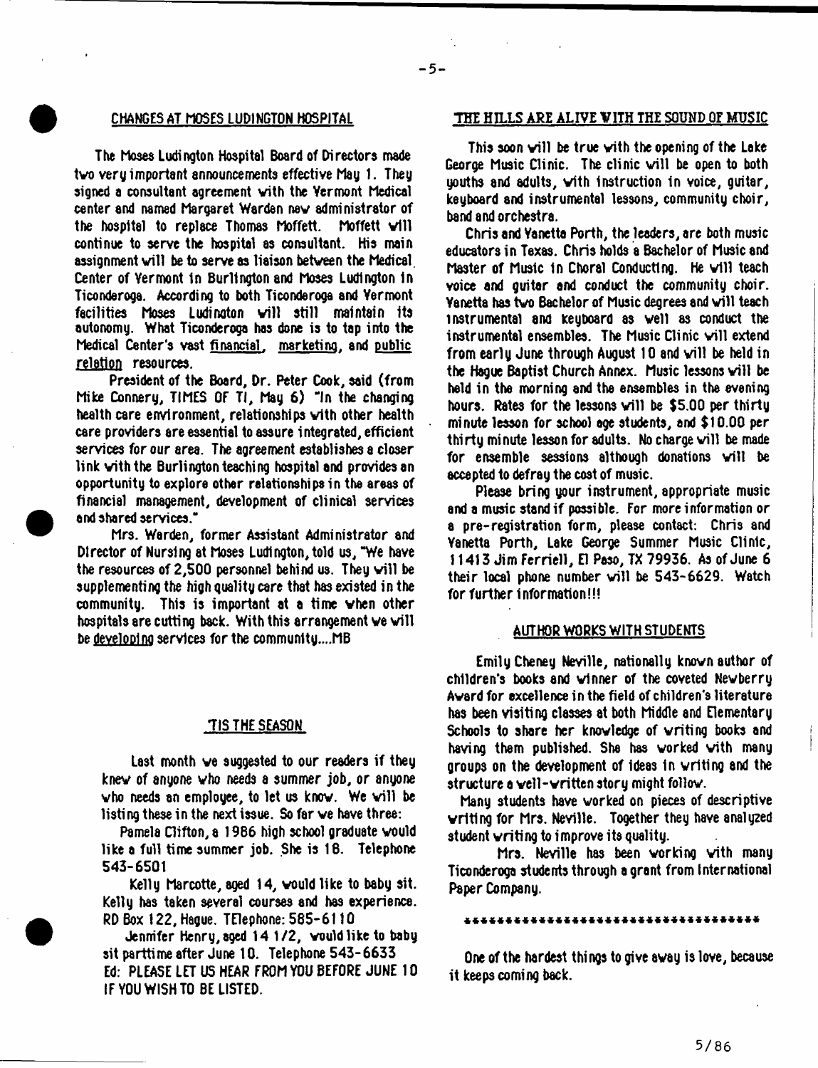## CHANGES AT MOSES LUDINGTON HOSPITAL

The Moses Ludington Hospital Board of Directors made two very important announcements effective May 1. They signed a consultant agreement with the Vermont Medical center and named Margaret Warden new administrator of the hospital to replace Thomas Moffett. Moffett will continue to serve the hospital as consultant. His main assignment will be to serve as liaison between the Medical Center of Vermont in Burlington and Moses Ludington in Ticonderoga. According to both Ticonderoga and Vermont facilities Moses Ludington will still maintain its autonomy. What Ticonderoga has done is to tap into the Medical Center's vast financial, marketing, and public relation resources.

President of the Board, Dr. Peter Cook, said (from Mike Connery, TIMES OF TI, May 6) "In the changing health care environment, relationships with other health care providers are essential to assure integrated, efficient services for our area. The agreement establishes a closer link with the Burlington teaching hospital and provides an opportunity to explore other relationships in the areas of financial management, development of clinical services and shared services."

Mrs. Warden, former Assistant Administrator and Director of Nursing at Moses Ludington, told us, "We have the resources of 2,500 personnel behind us. They will be supplementing the high quality care that has existed in the community. This is important at a time when other hospitals are cutting back. With this arrangement we will be developing services for the community....MB

## 'TIS THE SEASON

Last month we suggested to our readers if they knew of anyone who needs a summer job, or anyone who needs an employee, to let us know. We will be listing these in the next issue. So far we have three:

Pamela Clifton, a 1986 high school graduate would like a full time summer job. She is 18. Telephone 543-6501

Kelly Marcotte, aged 14, would like to baby sit. Kelly has taken several courses and has experience. RD Box 122, Hague. TElephone: 585-6110

Jennifer Henry, aged 14 1/2, would like to baby sit parttime after June 10. Telephone 543-6633

Ed: PLEASE LET US HEAR FROM YOU BEFORE JUNE 10 IF YOU WISH TO BE LISTED.

## THE HILLS ARE ALIVE WITH THE SOUND OF MUSIC

This soon will be true with the opening of the Lake George Music Clinic. The clinic will be open to both youths and adults, with instruction in voice, guitar, keyboard and instrumental lessons, community choir, band and orchestra.

Chris and Yanetta Porth, the leaders, are both music educators in Texas. Chris holds a Bachelor of Music and Master of Music in Choral Conducting. He will teach voice and guitar and conduct the community choir. Yanetta has two Bachelor of Music degrees and will teach instrumental and keyboard as well as conduct the instrumental ensembles. The Music Clinic will extend from early June through August 10 and will be held in the Hague Baptist Church Annex. Music lessons will be held in the morning and the ensembles in the evening hours. Rates for the lessons will be $5.00 per thirty minute lesson for school age students, and $10.00 per thirty minute lesson for adults. No charge will be made for ensemble sessions although donations will be accepted to defray the cost of music.

Please bring your instrument, appropriate music and a music stand if possible. For more information or a pre-registration form, please contact: Chris and Yanetta Porth, Lake George Summer Music Clinic, 11413 Jim Ferriell, El Paso, TX 79936. As of June 6 their local phone number will be 543-6629. Watch for further information!!!

## AUTHOR WORKS WITH STUDENTS

Emily Cheney Neville, nationally known author of children's books and winner of the coveted Newberry Award for excellence in the field of children's literature has been visiting classes at both Middle and Elementary Schools to share her knowledge of writing books and having them published. She has worked with many groups on the development of ideas in writing and the structure a well-written story might follow.

Many students have worked on pieces of descriptive writing for Mrs. Neville. Together they have analyzed student writing to improve its quality.

Mrs. Neville has been working with many Ticonderoga students through a grant from International Paper Company.

\*\*\*\*\*\*\*\*\*\*\*\*\*\*\*\*\*\*\*\*\*\*\*\*\*\*\*\*\*\*\*\*\*\*\*\*

One of the hardest things to give away is love, because it keeps coming back.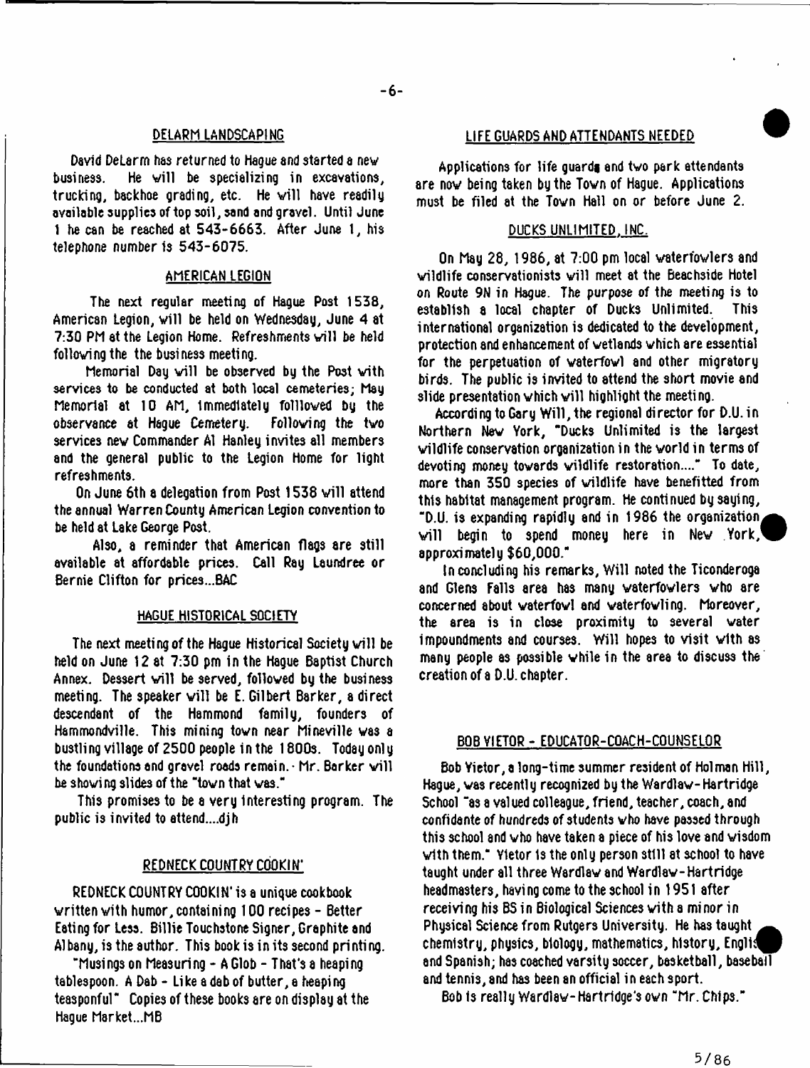## DELARM LANDSCAPING

David DeLarm has returned to Hague and started a new business. He will be specializing in excavations, trucking, backhoe grading, etc. He will have readily available supplies of top soil, sand and gravel. Until June 1 he can be reached at 543-6663. After June 1, his telephone number is 543-6075.

## AMERICAN LEGION

The next regular meeting of Hague Post 1538, American Legion, will be held on Wednesday, June 4 at 7:30 PM at the Legion Home. Refreshments will be held following the the business meeting.

Memorial Day will be observed by the Post with services to be conducted at both local cemeteries; May Memorial at 10 AM, immediately folllowed by the observance at Hague Cemetery. Following the two services new Commander Al Hanley invites all members and the general public to the Legion Home for light refreshments.

On June 6th a delegation from Post 1538 will attend the annual Warren County American Legion convention to be held at Lake George Post.

Also, a reminder that American flags are still available at affordable prices. Call Ray Laundree or Bernie Clifton for prices...BAC

## HAGUE HISTORICAL SOCIETY

The next meeting of the Hague Historical Society will be held on June 12 at 7:30 pm in the Hague Baptist Church Annex. Dessert will be served, followed by the business meeting. The speaker will be E. Gilbert Barker, a direct descendant of the Hammond family, founders of Hammondville. This mining town near Mineville was a bustling village of 2500 people in the 1800s. Today only the foundations and gravel roads remain. Mr. Barker will be showing slides of the "town that was."

This promises to be a very interesting program. The public is invited to attend....djh

## REDNECK COUNTRY COOKIN'

REDNECK COUNTRY COOKIN' is a unique cookbook written with humor, containing 100 recipes - Better Eating for Less. Billie Touchstone Signer, Graphite and Albany, is the author. This book is in its second printing.

"Musings on Measuring - A Glob - That's a heaping tablespoon. A Dab - Like a dab of butter, a heaping teaspoonful" Copies of these books are on display at the Hague Market...MB

## LIFE GUARDS AND ATTENDANTS NEEDED

Applications for life guards and two park attendants are now being taken by the Town of Hague. Applications must be filed at the Town Hall on or before June 2.

## DUCKS UNLIMITED, INC.

On May 28, 1986, at 7:00 pm local waterfowlers and wildlife conservationists will meet at the Beachside Hotel on Route 9N in Hague. The purpose of the meeting is to establish a local chapter of Ducks Unlimited. This international organization is dedicated to the development, protection and enhancement of wetlands which are essential for the perpetuation of waterfowl and other migratory birds. The public is invited to attend the short movie and slide presentation which will highlight the meeting.

According to Gary Will, the regional director for D.U. in Northern New York, "Ducks Unlimited is the largest wildlife conservation organization in the world in terms of devoting money towards wildlife restoration...." To date, more than 350 species of wildlife have benefitted from this habitat management program. He continued by saying, "D.U. is expanding rapidly and in 1986 the organization will begin to spend money here in New York, approximately $60,000."

In concluding his remarks, Will noted the Ticonderoga and Glens Falls area has many waterfowlers who are concerned about waterfowl and waterfowling. Moreover, the area is in close proximity to several water impoundments and courses. Will hopes to visit with as many people as possible while in the area to discuss the creation of a D.U. chapter.

## BOB VIETOR - EDUCATOR-COACH-COUNSELOR

Bob Vietor, a long-time summer resident of Holman Hill, Hague, was recently recognized by the Wardlaw-Hartridge School "as a valued colleague, friend, teacher, coach, and confidante of hundreds of students who have passed through this school and who have taken a piece of his love and wisdom with them." Vietor is the only person still at school to have taught under all three Wardlaw and Wardlaw-Hartridge headmasters, having come to the school in 1951 after receiving his BS in Biological Sciences with a minor in Physical Science from Rutgers University. He has taught chemistry, physics, biology, mathematics, history, English and Spanish; has coached varsity soccer, basketball, baseball and tennis, and has been an official in each sport.

Bob is really Wardlaw-Hartridge's own "Mr. Chips."

5/86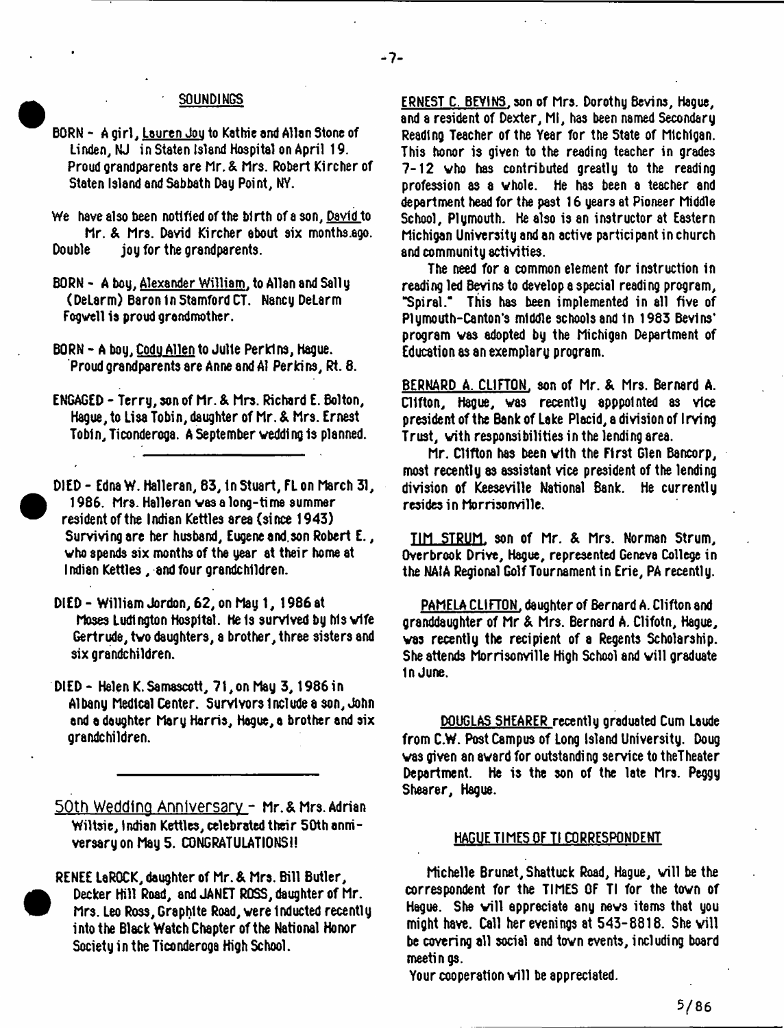## SOUNDINGS

BORN - A girl, Lauren Joy to Kathie and Allan Stone of Linden, NJ in Staten Island Hospital on April 19. Proud grandparents are Mr. & Mrs. Robert Kircher of Staten Island and Sabbath Day Point, NY.

We have also been notified of the birth of a son, David to Mr. & Mrs. David Kircher about six months ago. Double joy for the grandparents.

BORN - A boy, Alexander William, to Allan and Sally (DeLarm) Baron in Stamford CT. Nancy DeLarm Fogwell is proud grandmother.

BORN - A boy, Cody Allen to Julie Perkins, Hague. Proud grandparents are Anne and Al Perkins, Rt. 8.

ENGAGED - Terry, son of Mr. & Mrs. Richard E. Bolton, Hague, to Lisa Tobin, daughter of Mr. & Mrs. Ernest Tobin, Ticonderoga. A September wedding is planned.

---

DIED - Edna W. Halleran, 83, in Stuart, FL on March 31, 1986. Mrs. Halleran was a long-time summer resident of the Indian Kettles area (since 1943) Surviving are her husband, Eugene and son Robert E., who spends six months of the year at their home at Indian Kettles, and four grandchildren.

DIED - William Jordon, 62, on May 1, 1986 at Moses Ludington Hospital. He is survived by his wife Gertrude, two daughters, a brother, three sisters and six grandchildren.

DIED - Helen K. Samascott, 71, on May 3, 1986 in Albany Medical Center. Survivors include a son, John and a daughter Mary Harris, Hague, a brother and six grandchildren.

---

50th Wedding Anniversary - Mr. & Mrs. Adrian Wiltsie, Indian Kettles, celebrated their 50th anniversary on May 5. CONGRATULATIONS!!

RENEE LaROCK, daughter of Mr. & Mrs. Bill Butler, Decker Hill Road, and JANET ROSS, daughter of Mr. Mrs. Leo Ross, Graphite Road, were inducted recently into the Black Watch Chapter of the National Honor Society in the Ticonderoga High School.

ERNEST C. BEVINS, son of Mrs. Dorothy Bevins, Hague, and a resident of Dexter, MI, has been named Secondary Reading Teacher of the Year for the State of Michigan. This honor is given to the reading teacher in grades 7-12 who has contributed greatly to the reading profession as a whole. He has been a teacher and department head for the past 16 years at Pioneer Middle School, Plymouth. He also is an instructor at Eastern Michigan University and an active participant in church and community activities.

The need for a common element for instruction in reading led Bevins to develop a special reading program, "Spiral." This has been implemented in all five of Plymouth-Canton's middle schools and in 1983 Bevins' program was adopted by the Michigan Department of Education as an exemplary program.

BERNARD A. CLIFTON, son of Mr. & Mrs. Bernard A. Clifton, Hague, was recently apppointed as vice president of the Bank of Lake Placid, a division of Irving Trust, with responsibilities in the lending area.

Mr. Clifton has been with the First Glen Bancorp, most recently as assistant vice president of the lending division of Keeseville National Bank. He currently resides in Morrisonville.

TIM STRUM, son of Mr. & Mrs. Norman Strum, Overbrook Drive, Hague, represented Geneva College in the NAIA Regional Golf Tournament in Erie, PA recently.

PAMELA CLIFTON, daughter of Bernard A. Clifton and granddaughter of Mr & Mrs. Bernard A. Clifotn, Hague, was recently the recipient of a Regents Scholarship. She attends Morrisonville High School and will graduate in June.

DOUGLAS SHEARER recently graduated Cum Laude from C.W. Post Campus of Long Island University. Doug was given an award for outstanding service to theTheater Department. He is the son of the late Mrs. Peggy Shearer, Hague.

## HAGUE TIMES OF TI CORRESPONDENT

Michelle Brunet, Shattuck Road, Hague, will be the correspondent for the TIMES OF TI for the town of Hague. She will appreciate any news items that you might have. Call her evenings at 543-8818. She will be covering all social and town events, including board meetings.

Your cooperation will be appreciated.

5/86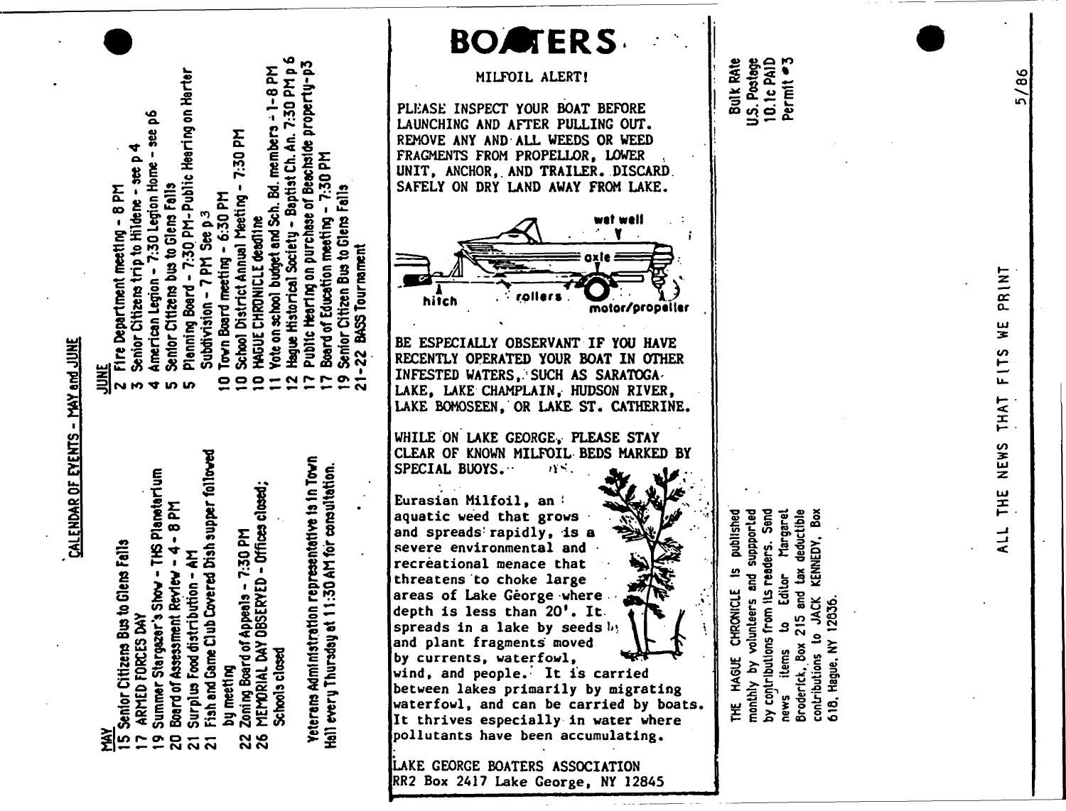## CALENDAR OF EVENTS - MAY and JUNE

**MAY**

- 15 Senior Citizens Bus to Glens Falls
- 17 ARMED FORCES DAY
- 19 Summer Stargazer's Show - THS Planetarium
- 20 Board of Assessment Review - 4 - 8 PM
- 21 Surplus Food distribution - AM
- 21 Fish and Game Club Covered Dish supper followed by meeting
- 22 Zoning Board of Appeals - 7:30 PM
- 26 MEMORIAL DAY OBSERVED - Offices closed; Schools closed

Veterans Administration representative is in Town Hall every Thursday at 11:30 AM for consultation.

**JUNE**

- 2 Fire Department meeting - 8 PM
- 3 Senior Citizens trip to Hildene - see p 4
- 4 American Legion - 7:30 Legion Home - see p6
- 5 Senior Citizens bus to Glens Falls
- 5 Planning Board - 7:30 PM - Public Hearing on Harter Subdivision - 7 PM See p 3
- 10 Town Board meeting - 6:30 PM
- 10 School District Annual Meeting - 7:30 PM
- 10 HAGUE CHRONICLE deadline
- 11 Vote on school budget and Sch. Bd. members - 1-8 PM
- 12 Hague Historical Society - Baptist Ch. An. 7:30 PM p 6
- 17 Public Hearing on purchase of Beachside property-p3
- 17 Board of Education meeting - 7:30 PM
- 19 Senior Citizen Bus to Glens Falls
- 21-22 BASS Tournament

# BOATERS.

MILFOIL ALERT!

PLEASE INSPECT YOUR BOAT BEFORE LAUNCHING AND AFTER PULLING OUT. REMOVE ANY AND ALL WEEDS OR WEED FRAGMENTS FROM PROPELLOR, LOWER UNIT, ANCHOR, AND TRAILER. DISCARD SAFELY ON DRY LAND AWAY FROM LAKE.

wet well — axle — hitch — rollers — motor/propeller

BE ESPECIALLY OBSERVANT IF YOU HAVE RECENTLY OPERATED YOUR BOAT IN OTHER INFESTED WATERS, SUCH AS SARATOGA LAKE, LAKE CHAMPLAIN, HUDSON RIVER, LAKE BOMOSEEN, OR LAKE ST. CATHERINE.

WHILE ON LAKE GEORGE, PLEASE STAY CLEAR OF KNOWN MILFOIL BEDS MARKED BY SPECIAL BUOYS.

Eurasian Milfoil, an aquatic weed that grows and spreads rapidly, is a severe environmental and recreational menace that threatens to choke large areas of Lake George where depth is less than 20'. It spreads in a lake by seeds and plant fragments moved by currents, waterfowl, wind, and people. It is carried between lakes primarily by migrating waterfowl, and can be carried by boats. It thrives especially in water where pollutants have been accumulating.

LAKE GEORGE BOATERS ASSOCIATION
RR2 Box 2417 Lake George, NY 12845

Bulk Rate
U.S. Postage
10.1c PAID
Permit #3

THE HAGUE CHRONICLE is published monthly by volunteers and supported by contributions from its readers. Send news items to Editor Margaret Broderick, Box 215 and tax deductible contributions to JACK KENNEDY, Box 618, Hague, NY 12836.

ALL THE NEWS THAT FITS WE PRINT

5/86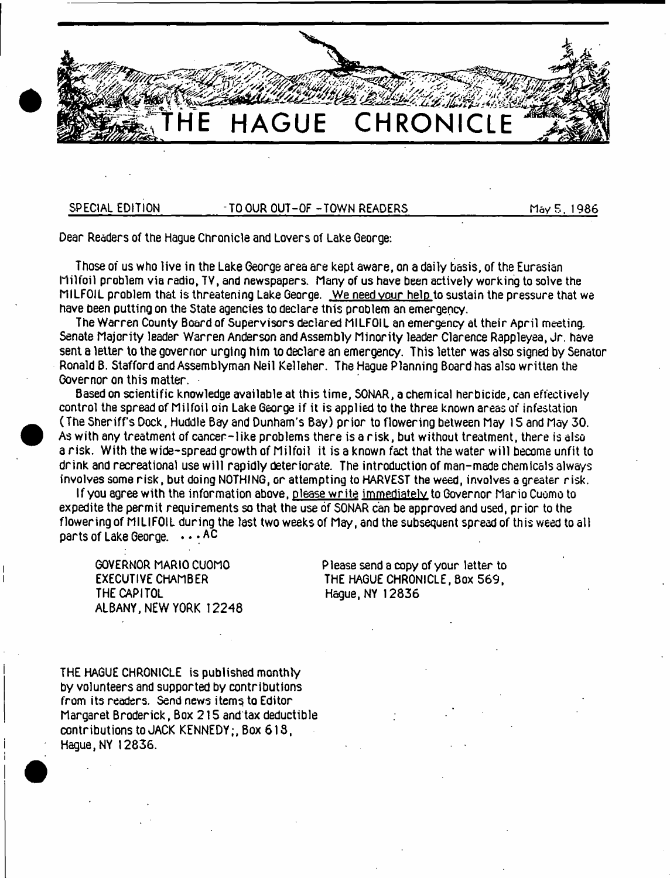# THE HAGUE CHRONICLE

SPECIAL EDITION - TO OUR OUT-OF-TOWN READERS May 5, 1986

Dear Readers of the Hague Chronicle and Lovers of Lake George:

Those of us who live in the Lake George area are kept aware, on a daily basis, of the Eurasian Milfoil problem via radio, TV, and newspapers. Many of us have been actively working to solve the MILFOIL problem that is threatening Lake George. We need your help to sustain the pressure that we have been putting on the State agencies to declare this problem an emergency.

The Warren County Board of Supervisors declared MILFOIL an emergency at their April meeting. Senate Majority leader Warren Anderson and Assembly Minority leader Clarence Rappleyea, Jr. have sent a letter to the governor urging him to declare an emergency. This letter was also signed by Senator Ronald B. Stafford and Assemblyman Neil Kelleher. The Hague Planning Board has also written the Governor on this matter.

Based on scientific knowledge available at this time, SONAR, a chemical herbicide, can effectively control the spread of Milfoil oin Lake George if it is applied to the three known areas of infestation (The Sheriff's Dock, Huddle Bay and Dunham's Bay) prior to flowering between May 15 and May 30. As with any treatment of cancer-like problems there is a risk, but without treatment, there is also a risk. With the wide-spread growth of Milfoil it is a known fact that the water will become unfit to drink and recreational use will rapidly deteriorate. The introduction of man-made chemicals always involves some risk, but doing NOTHING, or attempting to HARVEST the weed, involves a greater risk.

If you agree with the information above, please write immediately to Governor Mario Cuomo to expedite the permit requirements so that the use of SONAR can be approved and used, prior to the flowering of MILIFOIL during the last two weeks of May, and the subsequent spread of this weed to all parts of Lake George. ...AC

GOVERNOR MARIO CUOMO
EXECUTIVE CHAMBER
THE CAPITOL
ALBANY, NEW YORK 12248

Please send a copy of your letter to
THE HAGUE CHRONICLE, Box 569,
Hague, NY 12836

THE HAGUE CHRONICLE is published monthly by volunteers and supported by contributions from its readers. Send news items to Editor Margaret Broderick, Box 215 and tax deductible contributions to JACK KENNEDY;, Box 618, Hague, NY 12836.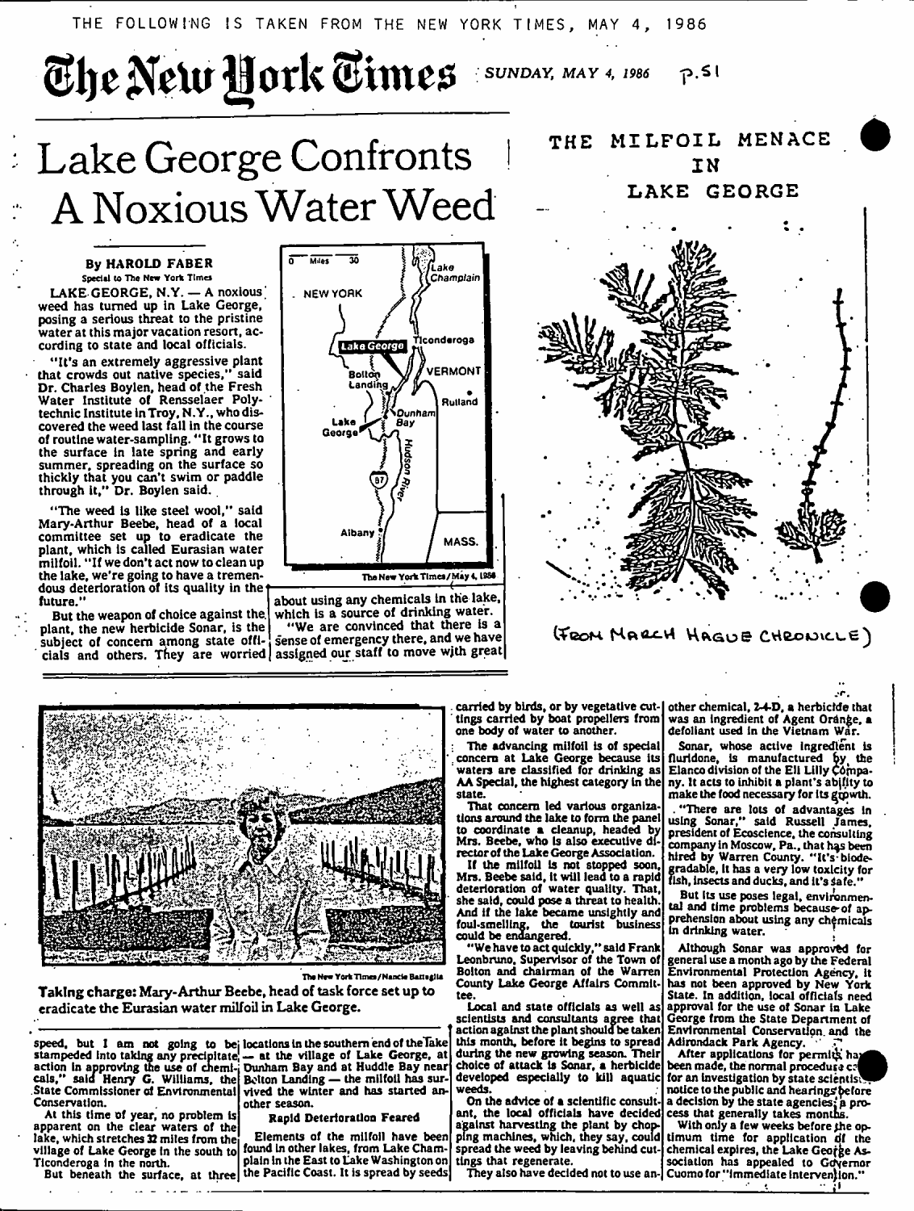THE FOLLOWING IS TAKEN FROM THE NEW YORK TIMES, MAY 4, 1986

The New York Times SUNDAY, MAY 4, 1986 p.51

# Lake George Confronts A Noxious Water Weed

THE MILFOIL MENACE IN LAKE GEORGE

**By HAROLD FABER**
Special to The New York Times

LAKE GEORGE, N.Y. — A noxious weed has turned up in Lake George, posing a serious threat to the pristine water at this major vacation resort, according to state and local officials.

"It's an extremely aggressive plant that crowds out native species," said Dr. Charles Boylen, head of the Fresh Water Institute of Rensselaer Polytechnic Institute in Troy, N.Y., who discovered the weed last fall in the course of routine water-sampling. "It grows to the surface in late spring and early summer, spreading on the surface so thickly that you can't swim or paddle through it," Dr. Boylen said.

"The weed is like steel wool," said Mary-Arthur Beebe, head of a local committee set up to eradicate the plant, which is called Eurasian water milfoil. "If we don't act now to clean up the lake, we're going to have a tremendous deterioration of its quality in the future."

But the weapon of choice against the plant, the new herbicide Sonar, is the subject of concern among state officials and others. They are worried about using any chemicals in the lake, which is a source of drinking water.

"We are convinced that there is a sense of emergency there, and we have assigned our staff to move with great speed, but I am not going to be stampeded into taking any precipitate action in approving the use of chemicals," said Henry G. Williams, the State Commissioner of Environmental Conservation.

At this time of year, no problem is apparent on the clear waters of the lake, which stretches 32 miles from the village of Lake George in the south to Ticonderoga in the north.

But beneath the surface, at three locations in the southern end of the lake — at the village of Lake George, at Dunham Bay and at Huddle Bay near Bolton Landing — the milfoil has survived the winter and has started another season.

### Rapid Deterioration Feared

Elements of the milfoil have been found in other lakes, from Lake Champlain in the East to Lake Washington on the Pacific Coast. It is spread by seeds carried by birds, or by vegetative cuttings carried by boat propellers from one body of water to another.

The advancing milfoil is of special concern at Lake George because its waters are classified for drinking as AA Special, the highest category in the state.

That concern led various organizations around the lake to form the panel to coordinate a cleanup, headed by Mrs. Beebe, who is also executive director of the Lake George Association.

If the milfoil is not stopped soon, Mrs. Beebe said, it will lead to a rapid deterioration of water quality. That, she said, could pose a threat to health. And if the lake became unsightly and foul-smelling, the tourist business could be endangered.

"We have to act quickly," said Frank Leonbruno, Supervisor of the Town of Bolton and chairman of the Warren County Lake George Affairs Committee.

Local and state officials as well as scientists and consultants agree that action against the plant should be taken this month, before it begins to spread during the new growing season. Their choice of attack is Sonar, a herbicide developed especially to kill aquatic weeds.

On the advice of a scientific consultant, the local officials have decided against harvesting the plant by chopping machines, which, they say, could spread the weed by leaving behind cuttings that regenerate.

They also have decided not to use another chemical, 2-4-D, a herbicide that was an ingredient of Agent Orange, a defoliant used in the Vietnam War.

Sonar, whose active ingredient is fluridone, is manufactured by the Elanco division of the Eli Lilly Company. It acts to inhibit a plant's ability to make the food necessary for its growth.

"There are lots of advantages in using Sonar," said Russell James, president of Ecoscience, the consulting company in Moscow, Pa., that has been hired by Warren County. "It's biodegradable, it has a very low toxicity for fish, insects and ducks, and it's safe."

But its use poses legal, environmental and time problems because of apprehension about using any chemicals in drinking water.

Although Sonar was approved for general use a month ago by the Federal Environmental Protection Agency, it has not been approved by New York State. In addition, local officials need approval for the use of Sonar in Lake George from the State Department of Environmental Conservation and the Adirondack Park Agency.

After applications for permits have been made, the normal procedure calls for an investigation by state scientists, notice to the public and hearings before a decision by the state agencies, a process that generally takes months.

With only a few weeks before the optimum time for application of the chemical expires, the Lake George Association has appealed to Governor Cuomo for "immediate intervention."

Miles 0 30
Lake Champlain
NEW YORK
Lake George
Ticonderoga
Bolton Landing
VERMONT
Rutland
Dunham Bay
Lake George
Hudson River
87
Albany
MASS.
The New York Times/May 4, 1986

(FROM MARCH HAGUE CHRONICLE)

The New York Times/Nancie Battaglia

**Taking charge: Mary-Arthur Beebe, head of task force set up to eradicate the Eurasian water milfoil in Lake George.**